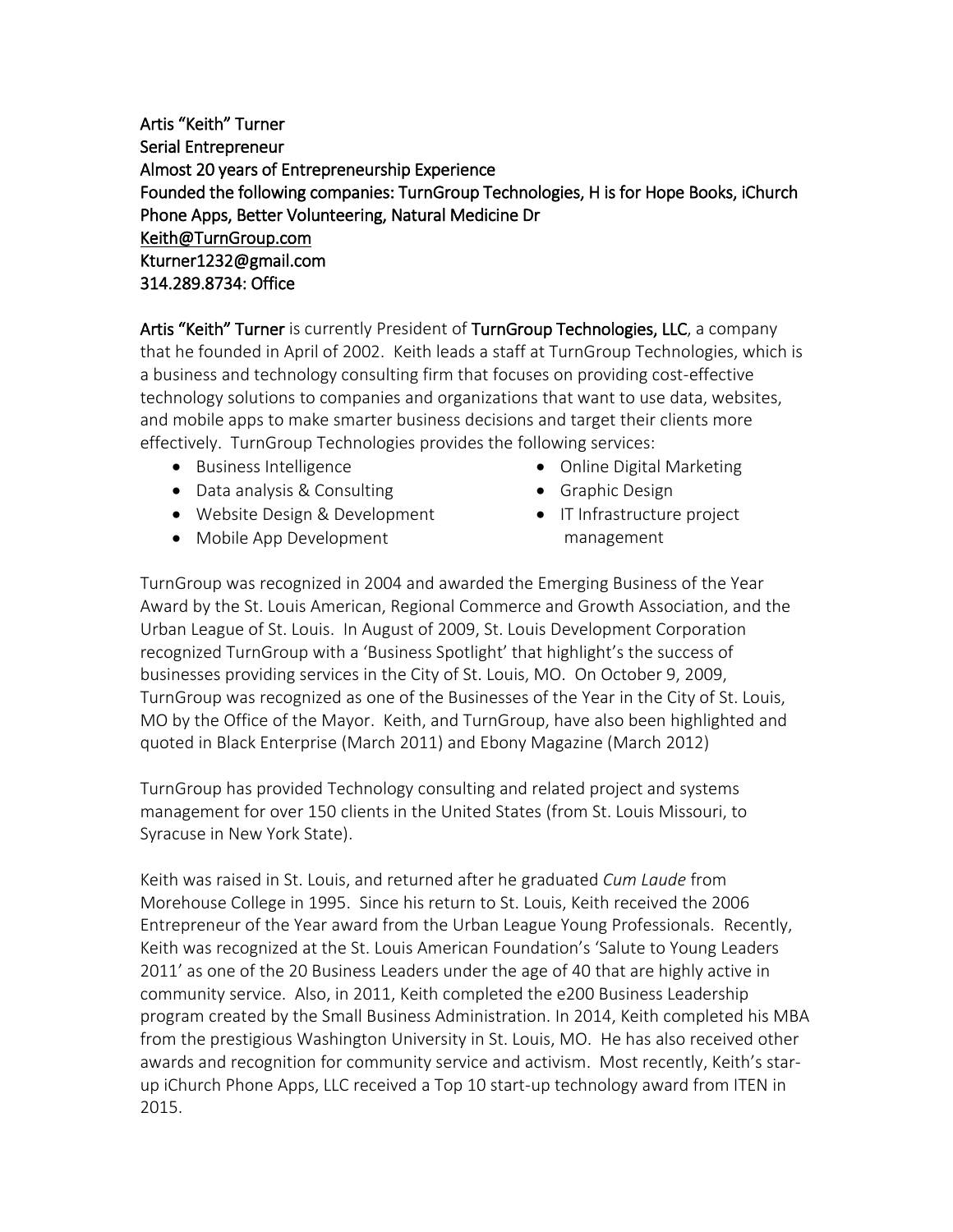**Artis "Keith" Turner**
**Serial Entrepreneur**
**Almost 20 years of Entrepreneurship Experience**
**Founded the following companies: TurnGroup Technologies, H is for Hope Books, iChurch Phone Apps, Better Volunteering, Natural Medicine Dr**
**Keith@TurnGroup.com**
**Kturner1232@gmail.com**
**314.289.8734: Office**

**Artis "Keith" Turner** is currently President of **TurnGroup Technologies, LLC**, a company that he founded in April of 2002. Keith leads a staff at TurnGroup Technologies, which is a business and technology consulting firm that focuses on providing cost-effective technology solutions to companies and organizations that want to use data, websites, and mobile apps to make smarter business decisions and target their clients more effectively. TurnGroup Technologies provides the following services:

- Business Intelligence
- Data analysis & Consulting
- Website Design & Development
- Mobile App Development
- Online Digital Marketing
- Graphic Design
- IT Infrastructure project management

TurnGroup was recognized in 2004 and awarded the Emerging Business of the Year Award by the St. Louis American, Regional Commerce and Growth Association, and the Urban League of St. Louis. In August of 2009, St. Louis Development Corporation recognized TurnGroup with a 'Business Spotlight' that highlight's the success of businesses providing services in the City of St. Louis, MO. On October 9, 2009, TurnGroup was recognized as one of the Businesses of the Year in the City of St. Louis, MO by the Office of the Mayor. Keith, and TurnGroup, have also been highlighted and quoted in Black Enterprise (March 2011) and Ebony Magazine (March 2012)

TurnGroup has provided Technology consulting and related project and systems management for over 150 clients in the United States (from St. Louis Missouri, to Syracuse in New York State).

Keith was raised in St. Louis, and returned after he graduated *Cum Laude* from Morehouse College in 1995. Since his return to St. Louis, Keith received the 2006 Entrepreneur of the Year award from the Urban League Young Professionals. Recently, Keith was recognized at the St. Louis American Foundation's 'Salute to Young Leaders 2011' as one of the 20 Business Leaders under the age of 40 that are highly active in community service. Also, in 2011, Keith completed the e200 Business Leadership program created by the Small Business Administration. In 2014, Keith completed his MBA from the prestigious Washington University in St. Louis, MO. He has also received other awards and recognition for community service and activism. Most recently, Keith's star-up iChurch Phone Apps, LLC received a Top 10 start-up technology award from ITEN in 2015.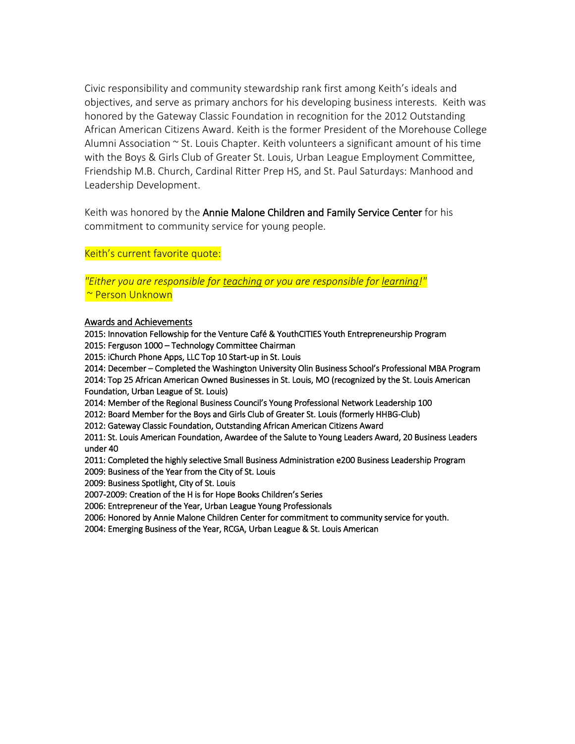Civic responsibility and community stewardship rank first among Keith's ideals and objectives, and serve as primary anchors for his developing business interests. Keith was honored by the Gateway Classic Foundation in recognition for the 2012 Outstanding African American Citizens Award. Keith is the former President of the Morehouse College Alumni Association ~ St. Louis Chapter. Keith volunteers a significant amount of his time with the Boys & Girls Club of Greater St. Louis, Urban League Employment Committee, Friendship M.B. Church, Cardinal Ritter Prep HS, and St. Paul Saturdays: Manhood and Leadership Development.

Keith was honored by the Annie Malone Children and Family Service Center for his commitment to community service for young people.

Keith's current favorite quote:

*"Either you are responsible for teaching or you are responsible for learning!"*
~ Person Unknown

Awards and Achievements

2015: Innovation Fellowship for the Venture Café & YouthCITIES Youth Entrepreneurship Program
2015: Ferguson 1000 – Technology Committee Chairman
2015: iChurch Phone Apps, LLC Top 10 Start-up in St. Louis
2014: December – Completed the Washington University Olin Business School's Professional MBA Program
2014: Top 25 African American Owned Businesses in St. Louis, MO (recognized by the St. Louis American Foundation, Urban League of St. Louis)
2014: Member of the Regional Business Council's Young Professional Network Leadership 100
2012: Board Member for the Boys and Girls Club of Greater St. Louis (formerly HHBG-Club)
2012: Gateway Classic Foundation, Outstanding African American Citizens Award
2011: St. Louis American Foundation, Awardee of the Salute to Young Leaders Award, 20 Business Leaders under 40
2011: Completed the highly selective Small Business Administration e200 Business Leadership Program
2009: Business of the Year from the City of St. Louis
2009: Business Spotlight, City of St. Louis
2007-2009: Creation of the H is for Hope Books Children's Series
2006: Entrepreneur of the Year, Urban League Young Professionals
2006: Honored by Annie Malone Children Center for commitment to community service for youth.
2004: Emerging Business of the Year, RCGA, Urban League & St. Louis American